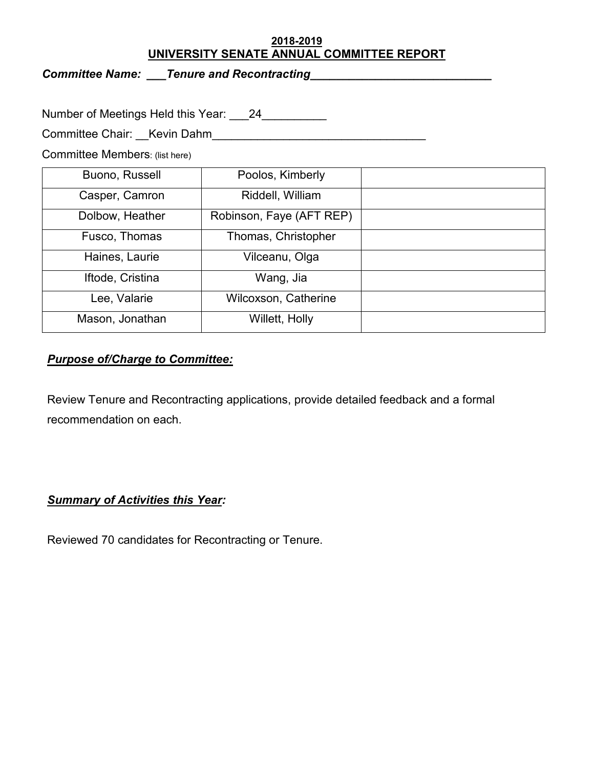**2018-2019**
**UNIVERSITY SENATE ANNUAL COMMITTEE REPORT**

***Committee Name: ___Tenure and Recontracting_____________________________***

Number of Meetings Held this Year: ___24__________

Committee Chair: __Kevin Dahm__________________________________

Committee Members: (list here)

| | | |
|---|---|---|
| Buono, Russell | Poolos, Kimberly | |
| Casper, Camron | Riddell, William | |
| Dolbow, Heather | Robinson, Faye (AFT REP) | |
| Fusco, Thomas | Thomas, Christopher | |
| Haines, Laurie | Vilceanu, Olga | |
| Iftode, Cristina | Wang, Jia | |
| Lee, Valarie | Wilcoxson, Catherine | |
| Mason, Jonathan | Willett, Holly | |

***Purpose of/Charge to Committee:***

Review Tenure and Recontracting applications, provide detailed feedback and a formal recommendation on each.

***Summary of Activities this Year:***

Reviewed 70 candidates for Recontracting or Tenure.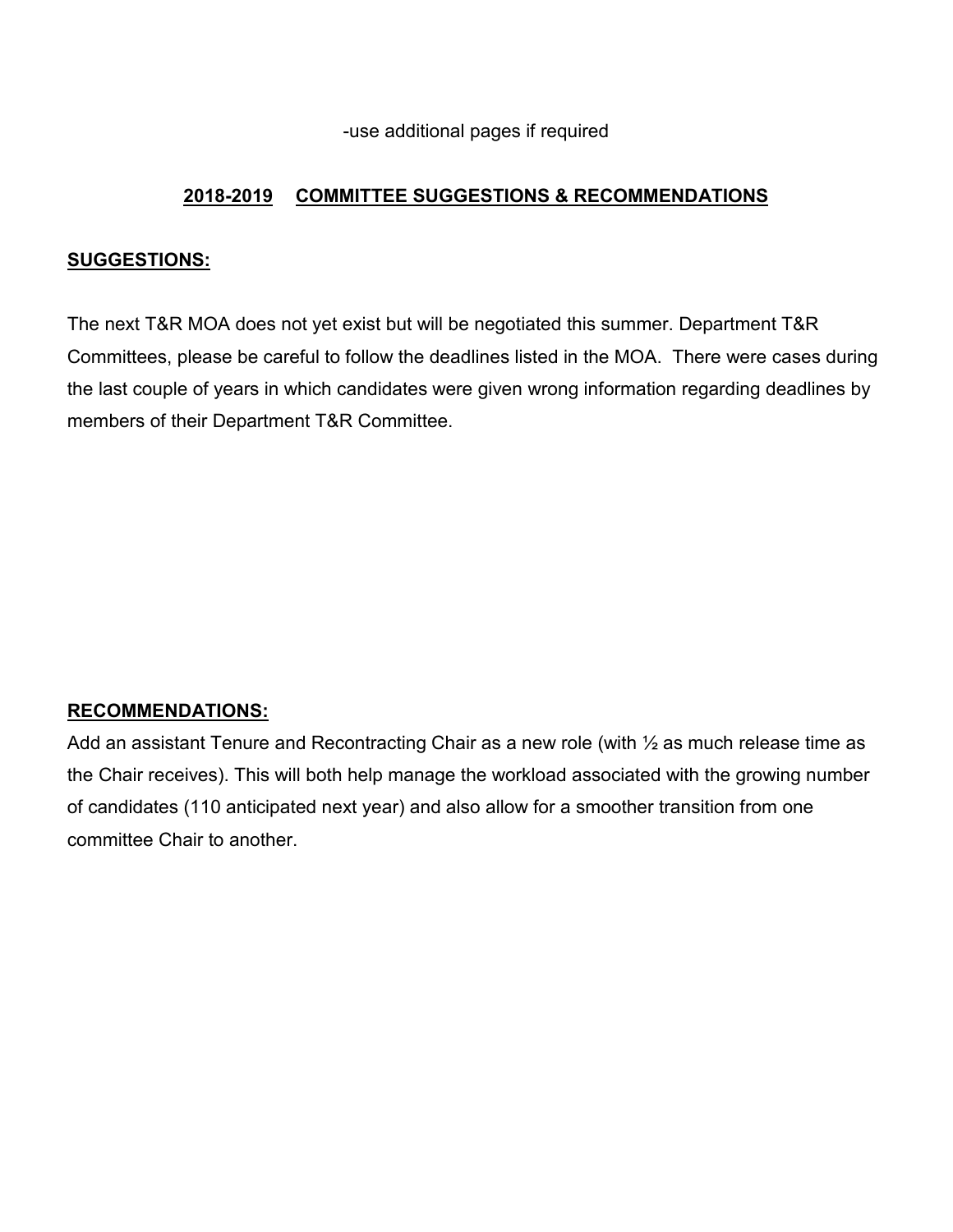-use additional pages if required

## **2018-2019 COMMITTEE SUGGESTIONS & RECOMMENDATIONS**

### **SUGGESTIONS:**

The next T&R MOA does not yet exist but will be negotiated this summer. Department T&R Committees, please be careful to follow the deadlines listed in the MOA. There were cases during the last couple of years in which candidates were given wrong information regarding deadlines by members of their Department T&R Committee.

### **RECOMMENDATIONS:**

Add an assistant Tenure and Recontracting Chair as a new role (with ½ as much release time as the Chair receives). This will both help manage the workload associated with the growing number of candidates (110 anticipated next year) and also allow for a smoother transition from one committee Chair to another.